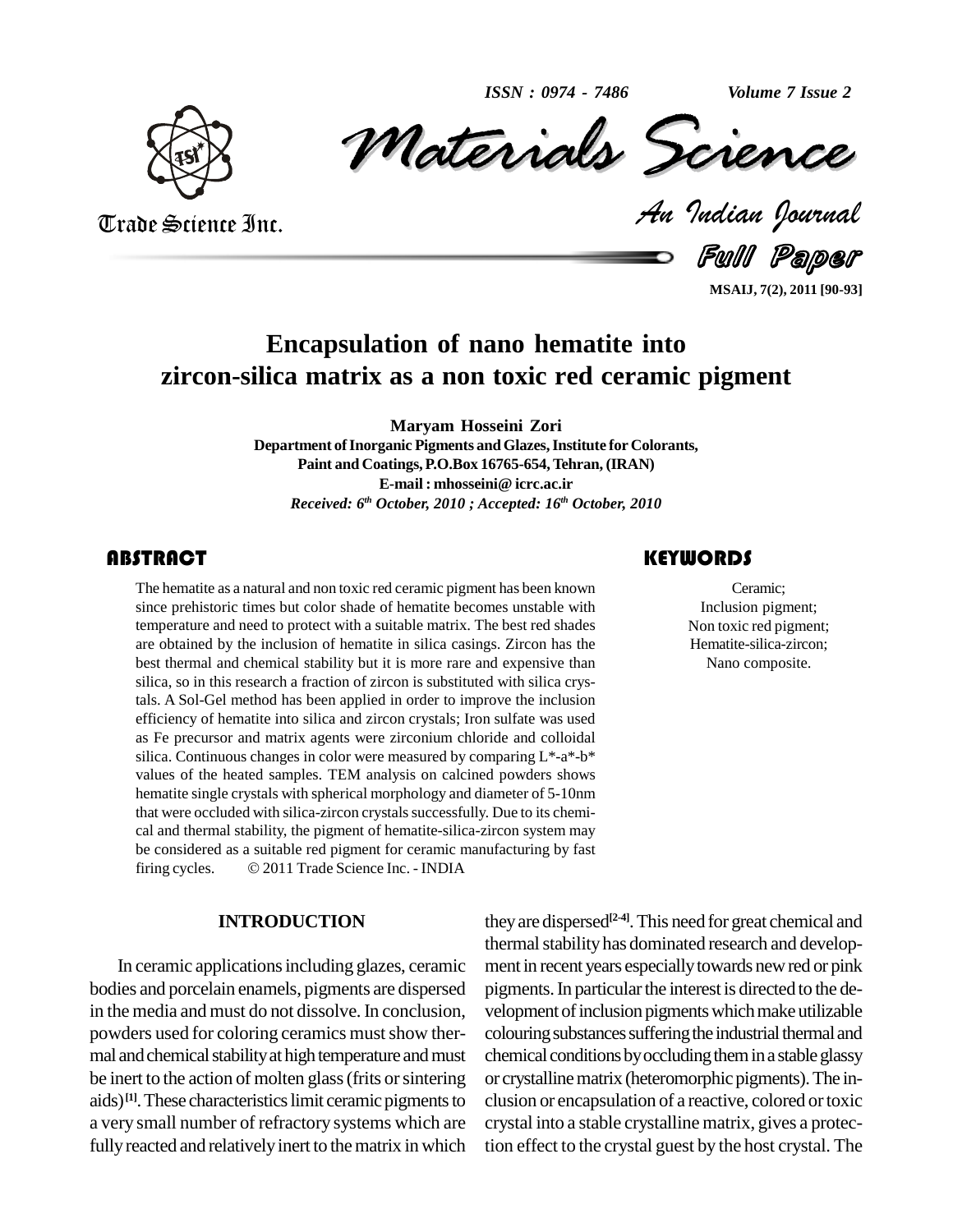# Encapsulation of nano hematite into zircon-silica matrix as a non toxic red ceramic pigment

**Maryam Hosseini Zori**

Department of Inorganic Pigments and Glazes, Institute for Colorants, Paint and Coatings, P.O.Box 16765-654, Tehran, (IRAN)

E-mail : mhosseini@ icrc.ac.ir

*Received: 6th October, 2010 ; Accepted: 16th October, 2010*

## ABSTRACT

The hematite as a natural and non toxic red ceramic pigment has been known since prehistoric times but color shade of hematite becomes unstable with temperature and need to protect with a suitable matrix. The best red shades are obtained by the inclusion of hematite in silica casings. Zircon has the best thermal and chemical stability but it is more rare and expensive than silica, so in this research a fraction of zircon is substituted with silica crystals. A Sol-Gel method has been applied in order to improve the inclusion efficiency of hematite into silica and zircon crystals; Iron sulfate was used as Fe precursor and matrix agents were zirconium chloride and colloidal silica. Continuous changes in color were measured by comparing L*-a*-b* values of the heated samples. TEM analysis on calcined powders shows hematite single crystals with spherical morphology and diameter of 5-10nm that were occluded with silica-zircon crystals successfully. Due to its chemical and thermal stability, the pigment of hematite-silica-zircon system may be considered as a suitable red pigment for ceramic manufacturing by fast firing cycles. © 2011 Trade Science Inc. - INDIA

## KEYWORDS

Ceramic;
Inclusion pigment;
Non toxic red pigment;
Hematite-silica-zircon;
Nano composite.

## INTRODUCTION

In ceramic applications including glazes, ceramic bodies and porcelain enamels, pigments are dispersed in the media and must do not dissolve. In conclusion, powders used for coloring ceramics must show thermal and chemical stability at high temperature and must be inert to the action of molten glass (frits or sintering aids)[1]. These characteristics limit ceramic pigments to a very small number of refractory systems which are fully reacted and relatively inert to the matrix in which they are dispersed[2-4]. This need for great chemical and thermal stability has dominated research and development in recent years especially towards new red or pink pigments. In particular the interest is directed to the development of inclusion pigments which make utilizable colouring substances suffering the industrial thermal and chemical conditions by occluding them in a stable glassy or crystalline matrix (heteromorphic pigments). The inclusion or encapsulation of a reactive, colored or toxic crystal into a stable crystalline matrix, gives a protection effect to the crystal guest by the host crystal. The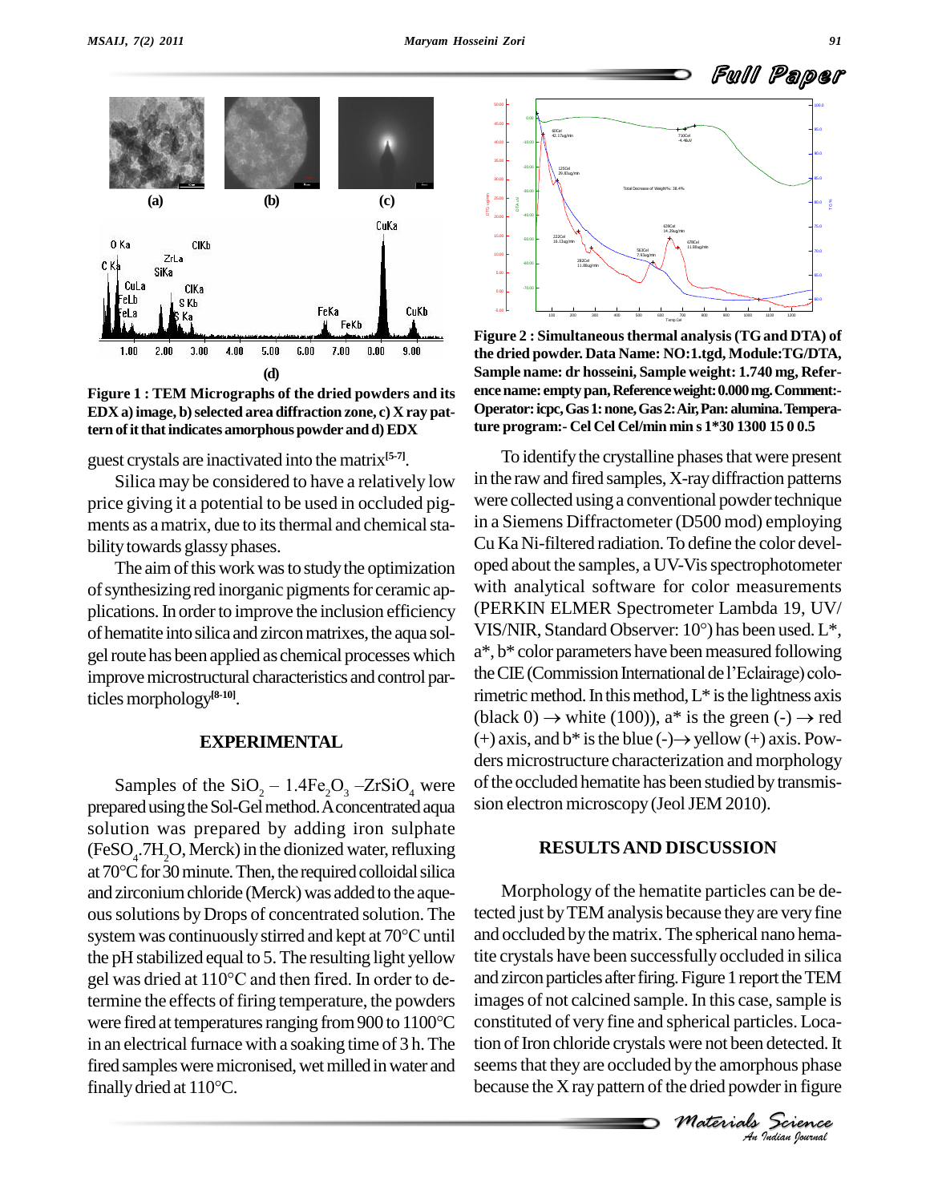**Figure 1 : TEM Micrographs of the dried powders and its EDX a) image, b) selected area diffraction zone, c) X ray pattern of it that indicates amorphous powder and d) EDX**

**Figure 2 : Simultaneous thermal analysis (TG and DTA) of the dried powder. Data Name: NO:1.tgd, Module:TG/DTA, Sample name: dr hosseini, Sample weight: 1.740 mg, Reference name: empty pan, Reference weight: 0.000 mg. Comment:- Operator: icpc, Gas 1: none, Gas 2: Air, Pan: alumina. Temperature program:- Cel Cel Cel/min min s 1*30 1300 15 0 0.5**

guest crystals are inactivated into the matrix[5-7].

Silica may be considered to have a relatively low price giving it a potential to be used in occluded pigments as a matrix, due to its thermal and chemical stability towards glassy phases.

The aim of this work was to study the optimization of synthesizing red inorganic pigments for ceramic applications. In order to improve the inclusion efficiency of hematite into silica and zircon matrixes, the aqua sol-gel route has been applied as chemical processes which improve microstructural characteristics and control particles morphology[8-10].

## EXPERIMENTAL

Samples of the $SiO_2$ – $1.4Fe_2O_3$ –$ZrSiO_4$ were prepared using the Sol-Gel method. A concentrated aqua solution was prepared by adding iron sulphate ($FeSO_4.7H_2O$, Merck) in the dionized water, refluxing at 70°C for 30 minute. Then, the required colloidal silica and zirconium chloride (Merck) was added to the aqueous solutions by Drops of concentrated solution. The system was continuously stirred and kept at 70°C until the pH stabilized equal to 5. The resulting light yellow gel was dried at 110°C and then fired. In order to determine the effects of firing temperature, the powders were fired at temperatures ranging from 900 to 1100°C in an electrical furnace with a soaking time of 3 h. The fired samples were micronised, wet milled in water and finally dried at 110°C.

To identify the crystalline phases that were present in the raw and fired samples, X-ray diffraction patterns were collected using a conventional powder technique in a Siemens Diffractometer (D500 mod) employing Cu Ka Ni-filtered radiation. To define the color developed about the samples, a UV-Vis spectrophotometer with analytical software for color measurements (PERKIN ELMER Spectrometer Lambda 19, UV/VIS/NIR, Standard Observer: 10°) has been used. L*, a*, b* color parameters have been measured following the CIE (Commission International de l'Eclairage) colorimetric method. In this method, L* is the lightness axis (black 0) → white (100)), a* is the green (-) → red (+) axis, and b* is the blue (-)→ yellow (+) axis. Powders microstructure characterization and morphology of the occluded hematite has been studied by transmission electron microscopy (Jeol JEM 2010).

## RESULTS AND DISCUSSION

Morphology of the hematite particles can be detected just by TEM analysis because they are very fine and occluded by the matrix. The spherical nano hematite crystals have been successfully occluded in silica and zircon particles after firing. Figure 1 report the TEM images of not calcined sample. In this case, sample is constituted of very fine and spherical particles. Location of Iron chloride crystals were not been detected. It seems that they are occluded by the amorphous phase because the X ray pattern of the dried powder in figure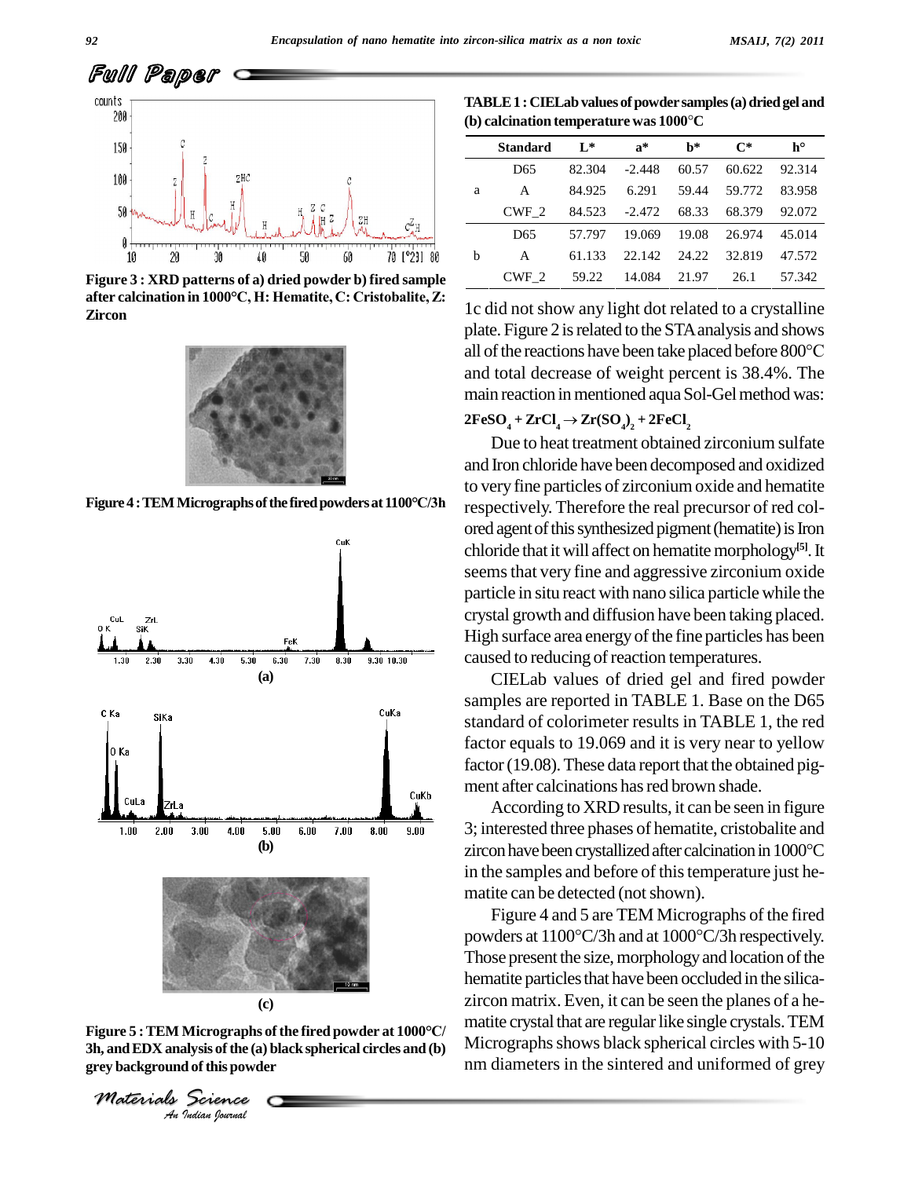## Full Paper

Figure 3 : XRD patterns of a) dried powder b) fired sample after calcination in 1000°C, H: Hematite, C: Cristobalite, Z: Zircon

Figure 4 : TEM Micrographs of the fired powders at 1100°C/3h

Figure 5 : TEM Micrographs of the fired powder at 1000°C/3h, and EDX analysis of the (a) black spherical circles and (b) grey background of this powder

TABLE 1 : CIELab values of powder samples (a) dried gel and (b) calcination temperature was 1000°C

| | Standard | L* | a* | b* | C* | h° |
|---|---|---|---|---|---|---|
| a | D65 | 82.304 | -2.448 | 60.57 | 60.622 | 92.314 |
| | A | 84.925 | 6.291 | 59.44 | 59.772 | 83.958 |
| | CWF_2 | 84.523 | -2.472 | 68.33 | 68.379 | 92.072 |
| b | D65 | 57.797 | 19.069 | 19.08 | 26.974 | 45.014 |
| | A | 61.133 | 22.142 | 24.22 | 32.819 | 47.572 |
| | CWF_2 | 59.22 | 14.084 | 21.97 | 26.1 | 57.342 |

1c did not show any light dot related to a crystalline plate. Figure 2 is related to the STA analysis and shows all of the reactions have been take placed before 800°C and total decrease of weight percent is 38.4%. The main reaction in mentioned aqua Sol-Gel method was:

$$2FeSO_4 + ZrCl_4 \rightarrow Zr(SO_4)_2 + 2FeCl_2$$

Due to heat treatment obtained zirconium sulfate and Iron chloride have been decomposed and oxidized to very fine particles of zirconium oxide and hematite respectively. Therefore the real precursor of red colored agent of this synthesized pigment (hematite) is Iron chloride that it will affect on hematite morphology[5]. It seems that very fine and aggressive zirconium oxide particle in situ react with nano silica particle while the crystal growth and diffusion have been taking placed. High surface area energy of the fine particles has been caused to reducing of reaction temperatures.

CIELab values of dried gel and fired powder samples are reported in TABLE 1. Base on the D65 standard of colorimeter results in TABLE 1, the red factor equals to 19.069 and it is very near to yellow factor (19.08). These data report that the obtained pigment after calcinations has red brown shade.

According to XRD results, it can be seen in figure 3; interested three phases of hematite, cristobalite and zircon have been crystallized after calcination in 1000°C in the samples and before of this temperature just hematite can be detected (not shown).

Figure 4 and 5 are TEM Micrographs of the fired powders at 1100°C/3h and at 1000°C/3h respectively. Those present the size, morphology and location of the hematite particles that have been occluded in the silica-zircon matrix. Even, it can be seen the planes of a hematite crystal that are regular like single crystals. TEM Micrographs shows black spherical circles with 5-10 nm diameters in the sintered and uniformed of grey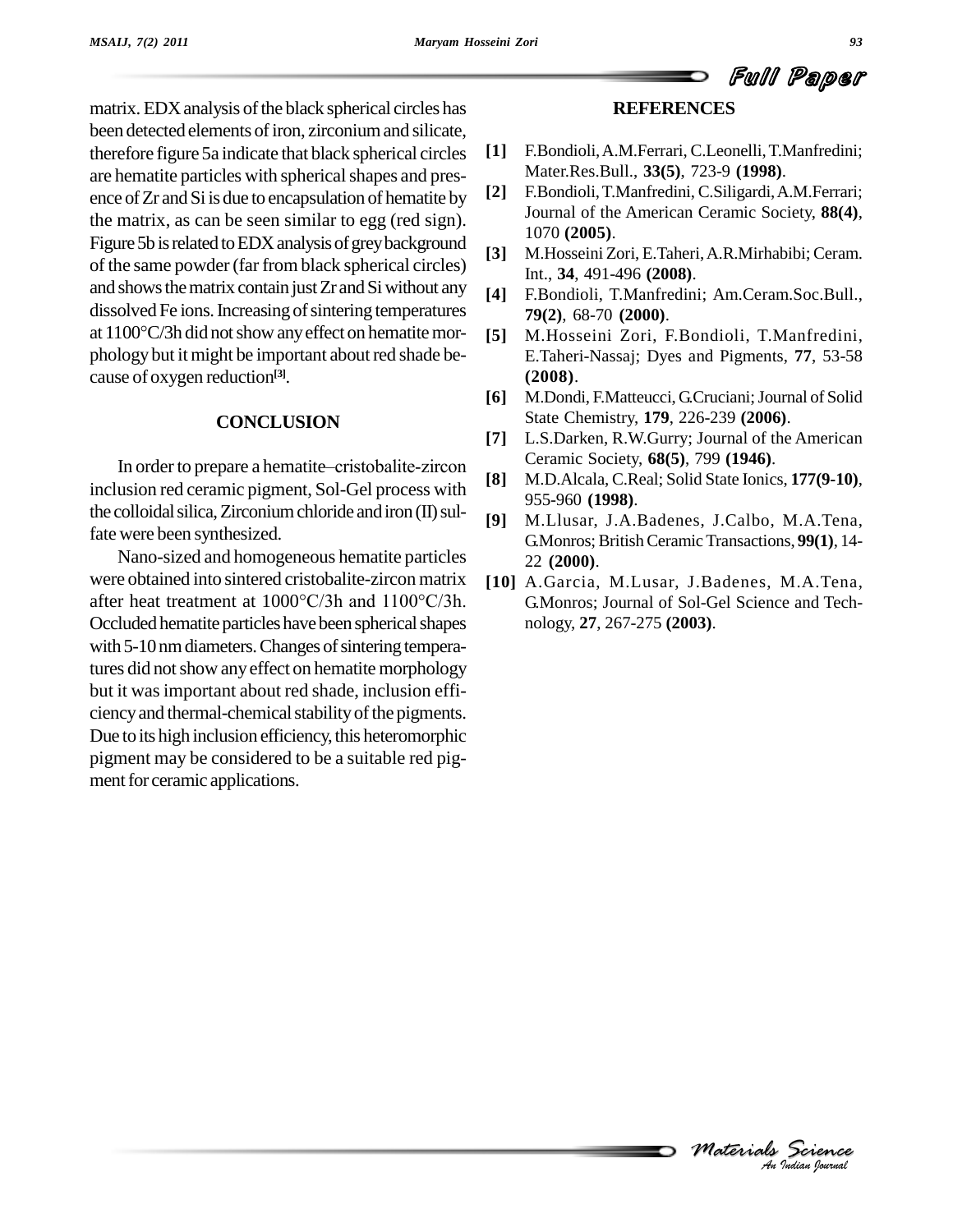matrix. EDX analysis of the black spherical circles has been detected elements of iron, zirconium and silicate, therefore figure 5a indicate that black spherical circles are hematite particles with spherical shapes and presence of Zr and Si is due to encapsulation of hematite by the matrix, as can be seen similar to egg (red sign). Figure 5b is related to EDX analysis of grey background of the same powder (far from black spherical circles) and shows the matrix contain just Zr and Si without any dissolved Fe ions. Increasing of sintering temperatures at 1100°C/3h did not show any effect on hematite morphology but it might be important about red shade because of oxygen reduction[3].

## CONCLUSION

In order to prepare a hematite–cristobalite-zircon inclusion red ceramic pigment, Sol-Gel process with the colloidal silica, Zirconium chloride and iron (II) sulfate were been synthesized.

Nano-sized and homogeneous hematite particles were obtained into sintered cristobalite-zircon matrix after heat treatment at 1000°C/3h and 1100°C/3h. Occluded hematite particles have been spherical shapes with 5-10 nm diameters. Changes of sintering temperatures did not show any effect on hematite morphology but it was important about red shade, inclusion efficiency and thermal-chemical stability of the pigments. Due to its high inclusion efficiency, this heteromorphic pigment may be considered to be a suitable red pigment for ceramic applications.

## REFERENCES

**[1]** F.Bondioli, A.M.Ferrari, C.Leonelli, T.Manfredini; Mater.Res.Bull., **33(5)**, 723-9 **(1998)**.

**[2]** F.Bondioli, T.Manfredini, C.Siligardi, A.M.Ferrari; Journal of the American Ceramic Society, **88(4)**, 1070 **(2005)**.

**[3]** M.Hosseini Zori, E.Taheri, A.R.Mirhabibi; Ceram. Int., **34**, 491-496 **(2008)**.

**[4]** F.Bondioli, T.Manfredini; Am.Ceram.Soc.Bull., **79(2)**, 68-70 **(2000)**.

**[5]** M.Hosseini Zori, F.Bondioli, T.Manfredini, E.Taheri-Nassaj; Dyes and Pigments, **77**, 53-58 **(2008)**.

**[6]** M.Dondi, F.Matteucci, G.Cruciani; Journal of Solid State Chemistry, **179**, 226-239 **(2006)**.

**[7]** L.S.Darken, R.W.Gurry; Journal of the American Ceramic Society, **68(5)**, 799 **(1946)**.

**[8]** M.D.Alcala, C.Real; Solid State Ionics, **177(9-10)**, 955-960 **(1998)**.

**[9]** M.Llusar, J.A.Badenes, J.Calbo, M.A.Tena, G.Monros; British Ceramic Transactions, **99(1)**, 14-22 **(2000)**.

**[10]** A.Garcia, M.Lusar, J.Badenes, M.A.Tena, G.Monros; Journal of Sol-Gel Science and Technology, **27**, 267-275 **(2003)**.